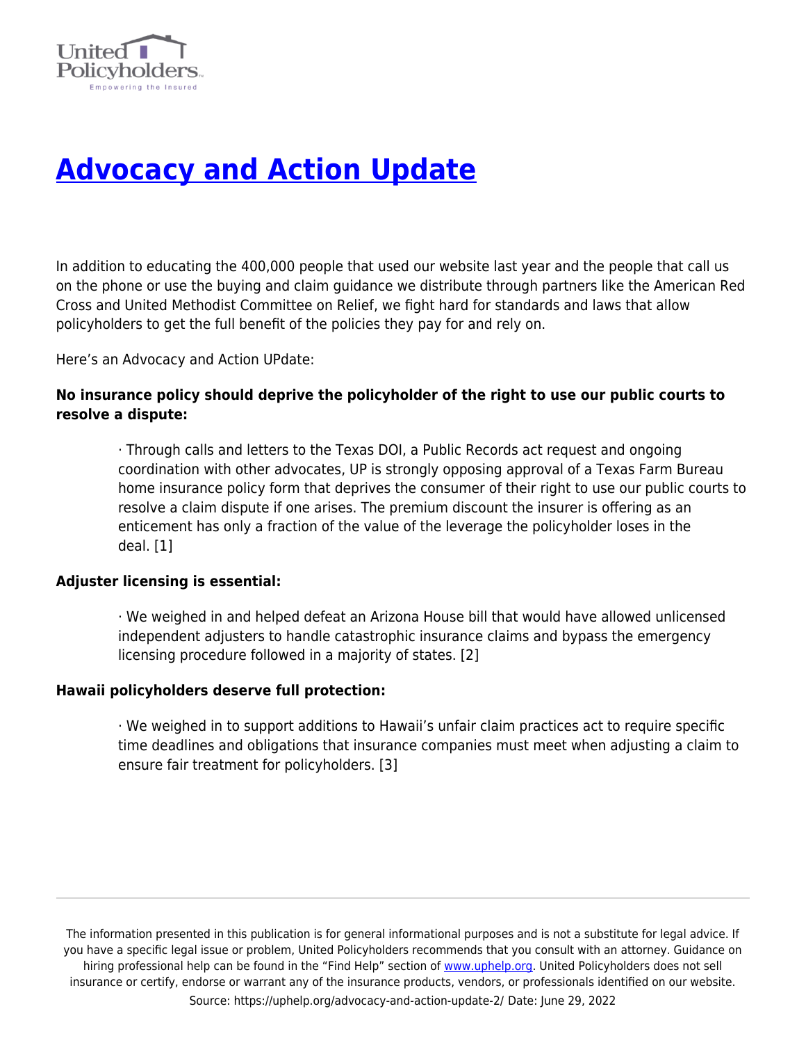# [Advocacy and Action Update](https://uphelp.org/advocacy-and-action-update-2/)

In addition to educating the 400,000 people that used our website last year and the people that call us on the phone or use the buying and claim guidance we distribute through partners like the American Red Cross and United Methodist Committee on Relief, we fight hard for standards and laws that allow policyholders to get the full benefit of the policies they pay for and rely on.

Here's an Advocacy and Action UPdate:

**No insurance policy should deprive the policyholder of the right to use our public courts to resolve a dispute:**

> · Through calls and letters to the Texas DOI, a Public Records act request and ongoing coordination with other advocates, UP is strongly opposing approval of a Texas Farm Bureau home insurance policy form that deprives the consumer of their right to use our public courts to resolve a claim dispute if one arises. The premium discount the insurer is offering as an enticement has only a fraction of the value of the leverage the policyholder loses in the deal. [1]

**Adjuster licensing is essential:**

> · We weighed in and helped defeat an Arizona House bill that would have allowed unlicensed independent adjusters to handle catastrophic insurance claims and bypass the emergency licensing procedure followed in a majority of states. [2]

**Hawaii policyholders deserve full protection:**

> · We weighed in to support additions to Hawaii's unfair claim practices act to require specific time deadlines and obligations that insurance companies must meet when adjusting a claim to ensure fair treatment for policyholders. [3]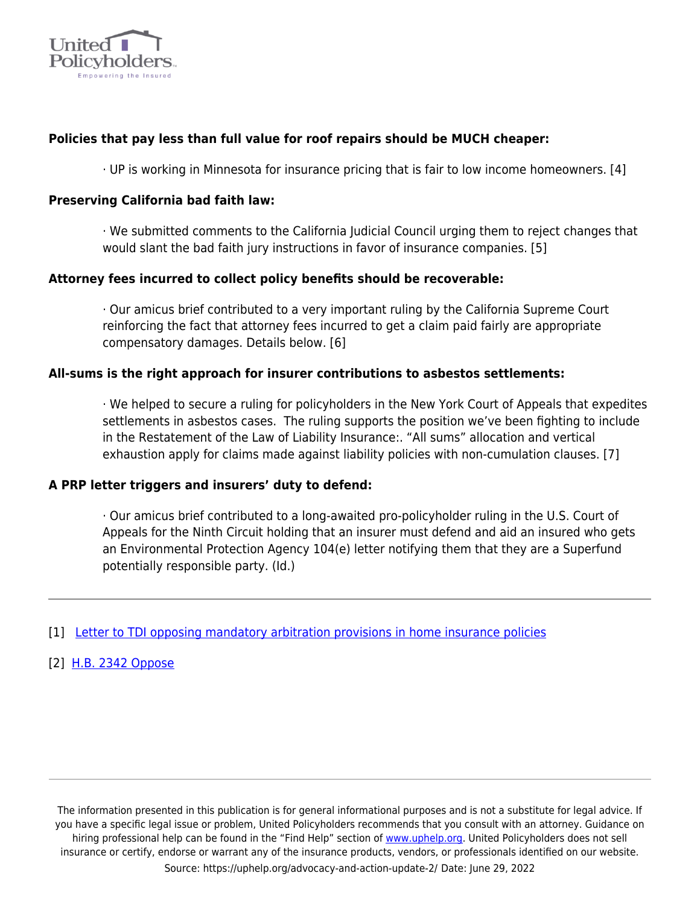**Policies that pay less than full value for roof repairs should be MUCH cheaper:**

· UP is working in Minnesota for insurance pricing that is fair to low income homeowners. [4]

**Preserving California bad faith law:**

· We submitted comments to the California Judicial Council urging them to reject changes that would slant the bad faith jury instructions in favor of insurance companies. [5]

**Attorney fees incurred to collect policy benefits should be recoverable:**

· Our amicus brief contributed to a very important ruling by the California Supreme Court reinforcing the fact that attorney fees incurred to get a claim paid fairly are appropriate compensatory damages. Details below. [6]

**All-sums is the right approach for insurer contributions to asbestos settlements:**

· We helped to secure a ruling for policyholders in the New York Court of Appeals that expedites settlements in asbestos cases. The ruling supports the position we've been fighting to include in the Restatement of the Law of Liability Insurance:. "All sums" allocation and vertical exhaustion apply for claims made against liability policies with non-cumulation clauses. [7]

**A PRP letter triggers and insurers' duty to defend:**

· Our amicus brief contributed to a long-awaited pro-policyholder ruling in the U.S. Court of Appeals for the Ninth Circuit holding that an insurer must defend and aid an insured who gets an Environmental Protection Agency 104(e) letter notifying them that they are a Superfund potentially responsible party. (Id.)

---

[1] Letter to TDI opposing mandatory arbitration provisions in home insurance policies

[2] H.B. 2342 Oppose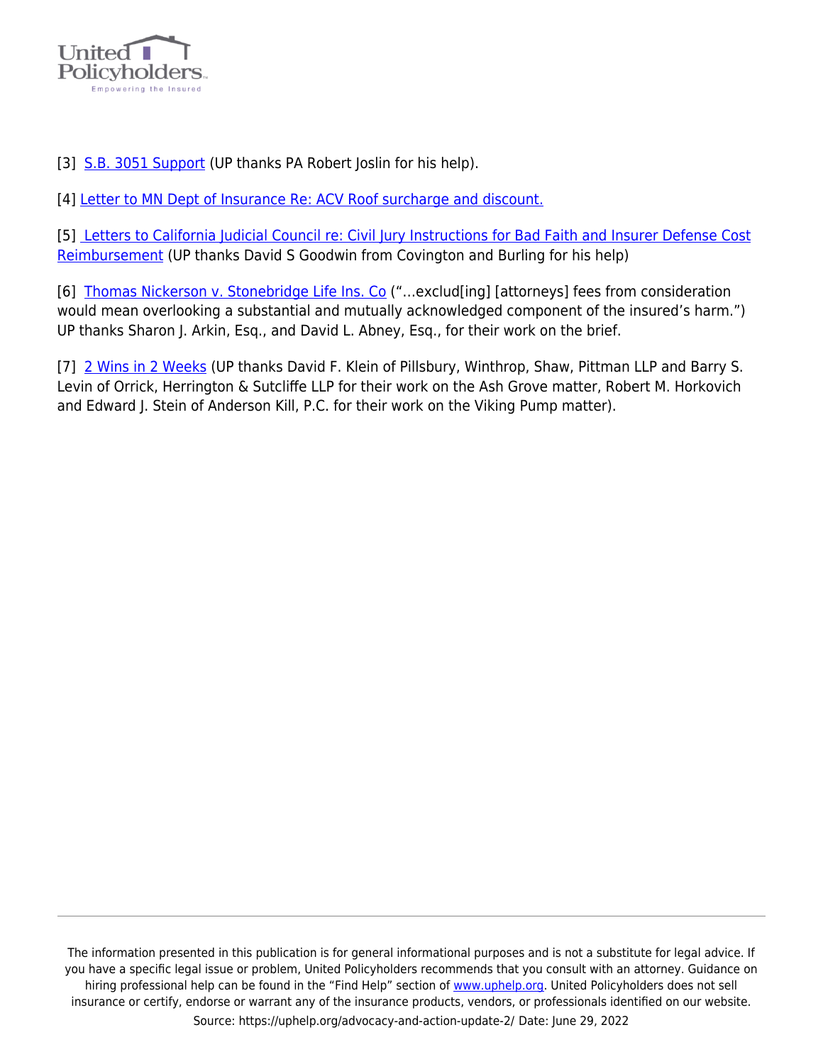[3] [S.B. 3051 Support](#) (UP thanks PA Robert Joslin for his help).

[4] [Letter to MN Dept of Insurance Re: ACV Roof surcharge and discount.](#)

[5] [Letters to California Judicial Council re: Civil Jury Instructions for Bad Faith and Insurer Defense Cost Reimbursement](#) (UP thanks David S Goodwin from Covington and Burling for his help)

[6] [Thomas Nickerson v. Stonebridge Life Ins. Co](#) ("…exclud[ing] [attorneys] fees from consideration would mean overlooking a substantial and mutually acknowledged component of the insured's harm.") UP thanks Sharon J. Arkin, Esq., and David L. Abney, Esq., for their work on the brief.

[7] [2 Wins in 2 Weeks](#) (UP thanks David F. Klein of Pillsbury, Winthrop, Shaw, Pittman LLP and Barry S. Levin of Orrick, Herrington & Sutcliffe LLP for their work on the Ash Grove matter, Robert M. Horkovich and Edward J. Stein of Anderson Kill, P.C. for their work on the Viking Pump matter).

---

The information presented in this publication is for general informational purposes and is not a substitute for legal advice. If you have a specific legal issue or problem, United Policyholders recommends that you consult with an attorney. Guidance on hiring professional help can be found in the "Find Help" section of www.uphelp.org. United Policyholders does not sell insurance or certify, endorse or warrant any of the insurance products, vendors, or professionals identified on our website.

Source: https://uphelp.org/advocacy-and-action-update-2/ Date: June 29, 2022